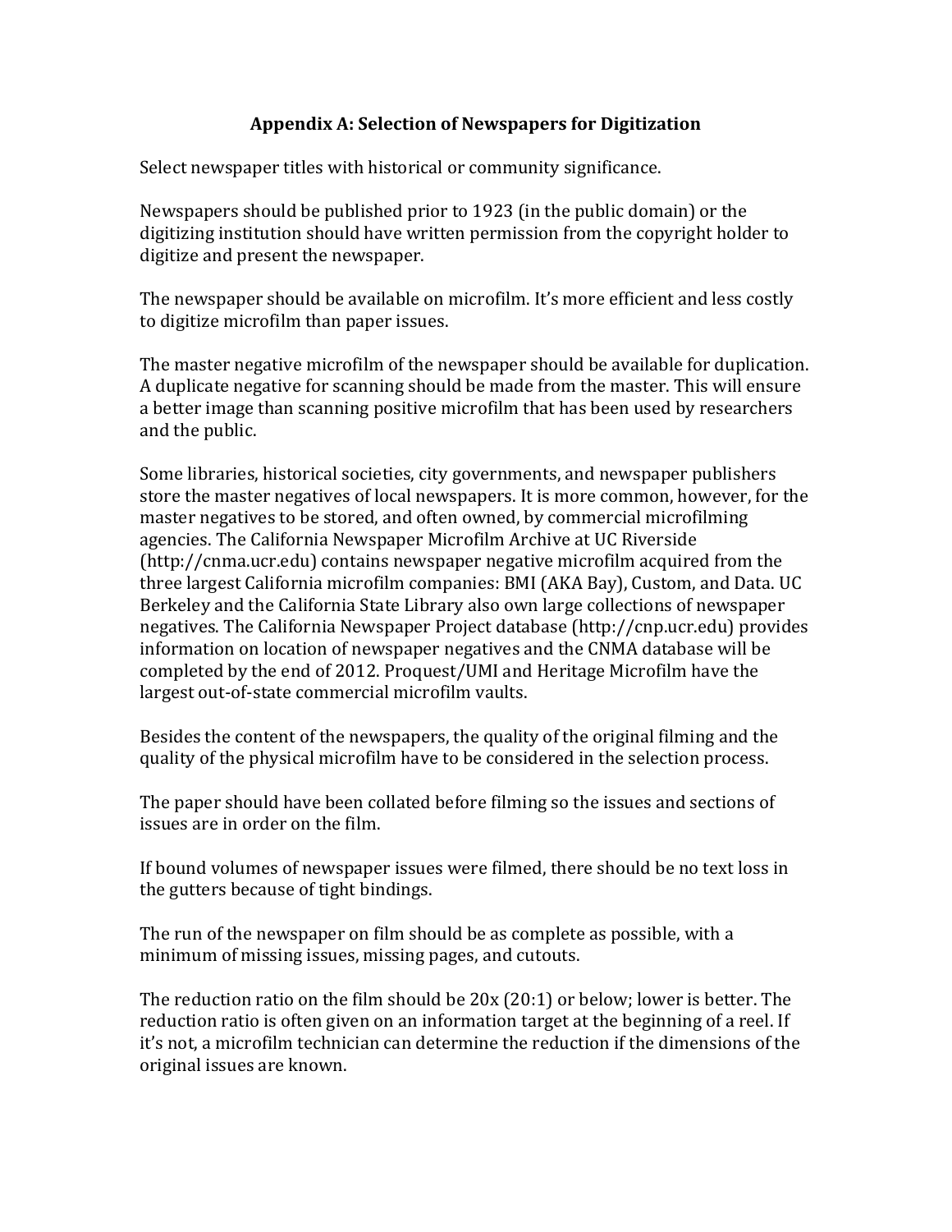# Appendix A: Selection of Newspapers for Digitization

Select newspaper titles with historical or community significance.

Newspapers should be published prior to 1923 (in the public domain) or the digitizing institution should have written permission from the copyright holder to digitize and present the newspaper.

The newspaper should be available on microfilm. It's more efficient and less costly to digitize microfilm than paper issues.

The master negative microfilm of the newspaper should be available for duplication. A duplicate negative for scanning should be made from the master. This will ensure a better image than scanning positive microfilm that has been used by researchers and the public.

Some libraries, historical societies, city governments, and newspaper publishers store the master negatives of local newspapers. It is more common, however, for the master negatives to be stored, and often owned, by commercial microfilming agencies. The California Newspaper Microfilm Archive at UC Riverside (http://cnma.ucr.edu) contains newspaper negative microfilm acquired from the three largest California microfilm companies: BMI (AKA Bay), Custom, and Data. UC Berkeley and the California State Library also own large collections of newspaper negatives. The California Newspaper Project database (http://cnp.ucr.edu) provides information on location of newspaper negatives and the CNMA database will be completed by the end of 2012. Proquest/UMI and Heritage Microfilm have the largest out-of-state commercial microfilm vaults.

Besides the content of the newspapers, the quality of the original filming and the quality of the physical microfilm have to be considered in the selection process.

The paper should have been collated before filming so the issues and sections of issues are in order on the film.

If bound volumes of newspaper issues were filmed, there should be no text loss in the gutters because of tight bindings.

The run of the newspaper on film should be as complete as possible, with a minimum of missing issues, missing pages, and cutouts.

The reduction ratio on the film should be 20x (20:1) or below; lower is better. The reduction ratio is often given on an information target at the beginning of a reel. If it's not, a microfilm technician can determine the reduction if the dimensions of the original issues are known.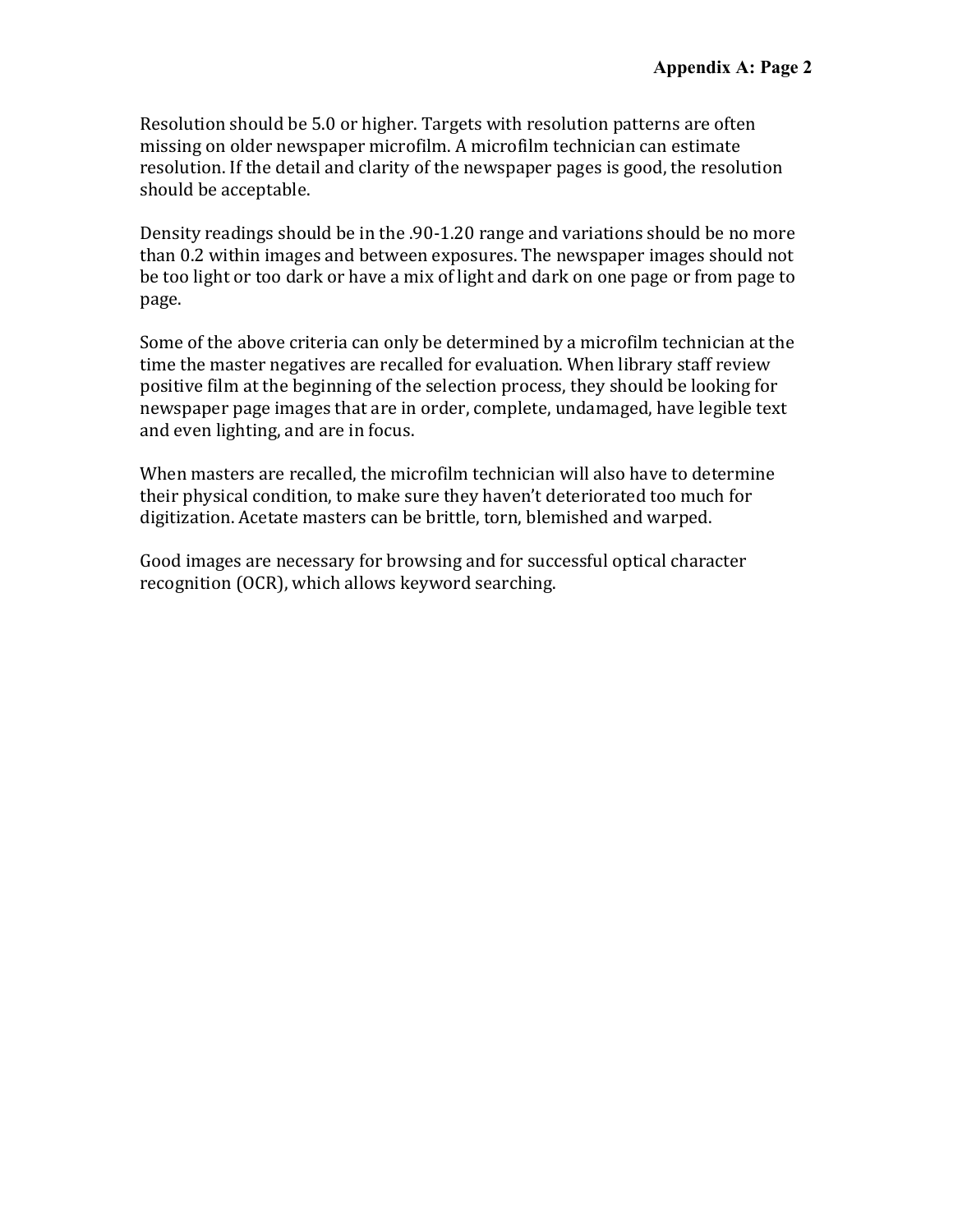Resolution should be 5.0 or higher. Targets with resolution patterns are often missing on older newspaper microfilm. A microfilm technician can estimate resolution. If the detail and clarity of the newspaper pages is good, the resolution should be acceptable.

Density readings should be in the .90-1.20 range and variations should be no more than 0.2 within images and between exposures. The newspaper images should not be too light or too dark or have a mix of light and dark on one page or from page to page.

Some of the above criteria can only be determined by a microfilm technician at the time the master negatives are recalled for evaluation. When library staff review positive film at the beginning of the selection process, they should be looking for newspaper page images that are in order, complete, undamaged, have legible text and even lighting, and are in focus.

When masters are recalled, the microfilm technician will also have to determine their physical condition, to make sure they haven't deteriorated too much for digitization. Acetate masters can be brittle, torn, blemished and warped.

Good images are necessary for browsing and for successful optical character recognition (OCR), which allows keyword searching.